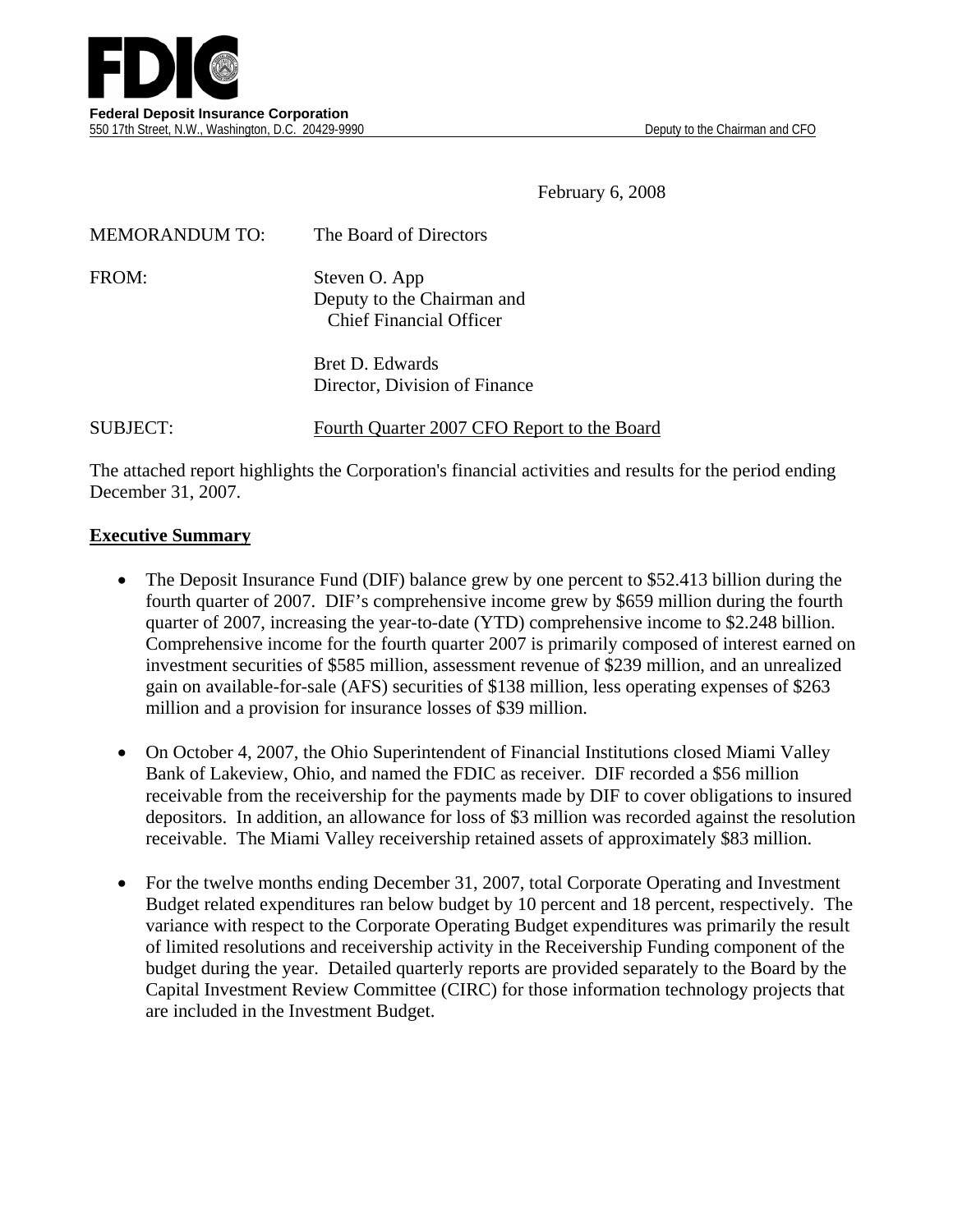**FDIC**

**Federal Deposit Insurance Corporation**
550 17th Street, N.W., Washington, D.C. 20429-9990 Deputy to the Chairman and CFO

February 6, 2008

MEMORANDUM TO: The Board of Directors

FROM: Steven O. App
Deputy to the Chairman and
Chief Financial Officer

Bret D. Edwards
Director, Division of Finance

SUBJECT: Fourth Quarter 2007 CFO Report to the Board

The attached report highlights the Corporation's financial activities and results for the period ending December 31, 2007.

## Executive Summary

- The Deposit Insurance Fund (DIF) balance grew by one percent to $52.413 billion during the fourth quarter of 2007. DIF's comprehensive income grew by $659 million during the fourth quarter of 2007, increasing the year-to-date (YTD) comprehensive income to $2.248 billion. Comprehensive income for the fourth quarter 2007 is primarily composed of interest earned on investment securities of $585 million, assessment revenue of $239 million, and an unrealized gain on available-for-sale (AFS) securities of $138 million, less operating expenses of $263 million and a provision for insurance losses of $39 million.

- On October 4, 2007, the Ohio Superintendent of Financial Institutions closed Miami Valley Bank of Lakeview, Ohio, and named the FDIC as receiver. DIF recorded a $56 million receivable from the receivership for the payments made by DIF to cover obligations to insured depositors. In addition, an allowance for loss of $3 million was recorded against the resolution receivable. The Miami Valley receivership retained assets of approximately $83 million.

- For the twelve months ending December 31, 2007, total Corporate Operating and Investment Budget related expenditures ran below budget by 10 percent and 18 percent, respectively. The variance with respect to the Corporate Operating Budget expenditures was primarily the result of limited resolutions and receivership activity in the Receivership Funding component of the budget during the year. Detailed quarterly reports are provided separately to the Board by the Capital Investment Review Committee (CIRC) for those information technology projects that are included in the Investment Budget.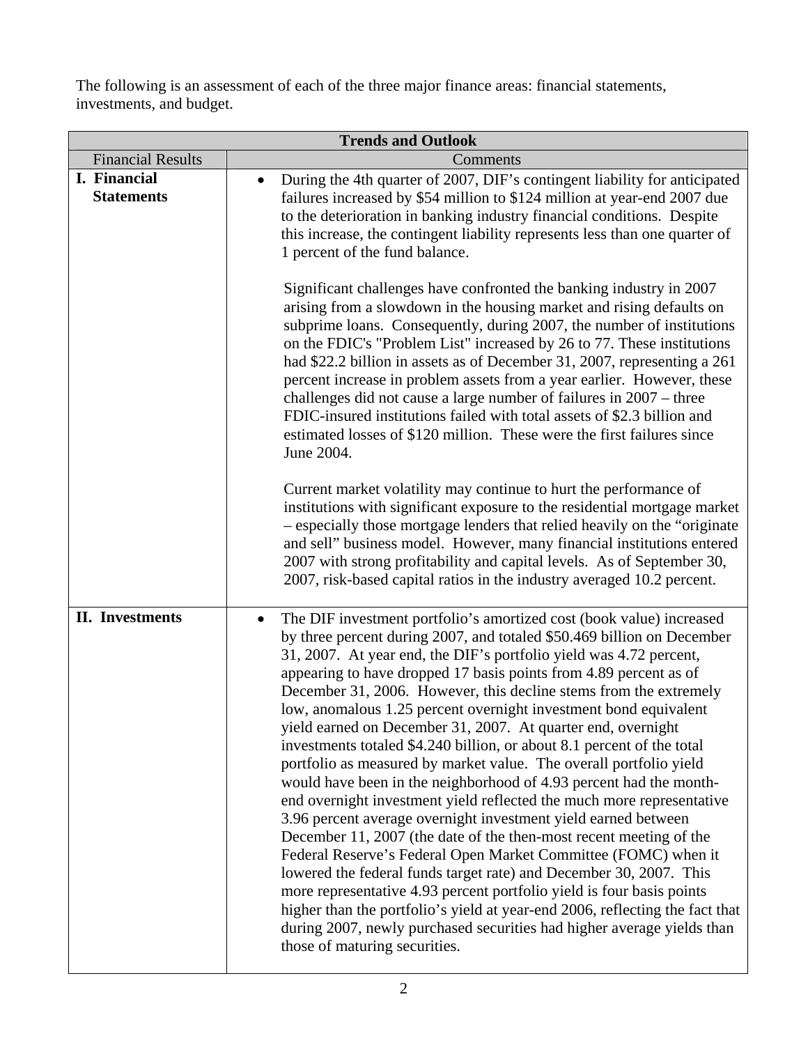The following is an assessment of each of the three major finance areas: financial statements, investments, and budget.

| Trends and Outlook | |
|---|---|
| Financial Results | Comments |
| **I. Financial Statements** | • During the 4th quarter of 2007, DIF's contingent liability for anticipated failures increased by \$54 million to \$124 million at year-end 2007 due to the deterioration in banking industry financial conditions. Despite this increase, the contingent liability represents less than one quarter of 1 percent of the fund balance.<br><br>Significant challenges have confronted the banking industry in 2007 arising from a slowdown in the housing market and rising defaults on subprime loans. Consequently, during 2007, the number of institutions on the FDIC's "Problem List" increased by 26 to 77. These institutions had \$22.2 billion in assets as of December 31, 2007, representing a 261 percent increase in problem assets from a year earlier. However, these challenges did not cause a large number of failures in 2007 – three FDIC-insured institutions failed with total assets of \$2.3 billion and estimated losses of \$120 million. These were the first failures since June 2004.<br><br>Current market volatility may continue to hurt the performance of institutions with significant exposure to the residential mortgage market – especially those mortgage lenders that relied heavily on the "originate and sell" business model. However, many financial institutions entered 2007 with strong profitability and capital levels. As of September 30, 2007, risk-based capital ratios in the industry averaged 10.2 percent. |
| **II. Investments** | • The DIF investment portfolio's amortized cost (book value) increased by three percent during 2007, and totaled \$50.469 billion on December 31, 2007. At year end, the DIF's portfolio yield was 4.72 percent, appearing to have dropped 17 basis points from 4.89 percent as of December 31, 2006. However, this decline stems from the extremely low, anomalous 1.25 percent overnight investment bond equivalent yield earned on December 31, 2007. At quarter end, overnight investments totaled \$4.240 billion, or about 8.1 percent of the total portfolio as measured by market value. The overall portfolio yield would have been in the neighborhood of 4.93 percent had the month-end overnight investment yield reflected the much more representative 3.96 percent average overnight investment yield earned between December 11, 2007 (the date of the then-most recent meeting of the Federal Reserve's Federal Open Market Committee (FOMC) when it lowered the federal funds target rate) and December 30, 2007. This more representative 4.93 percent portfolio yield is four basis points higher than the portfolio's yield at year-end 2006, reflecting the fact that during 2007, newly purchased securities had higher average yields than those of maturing securities. |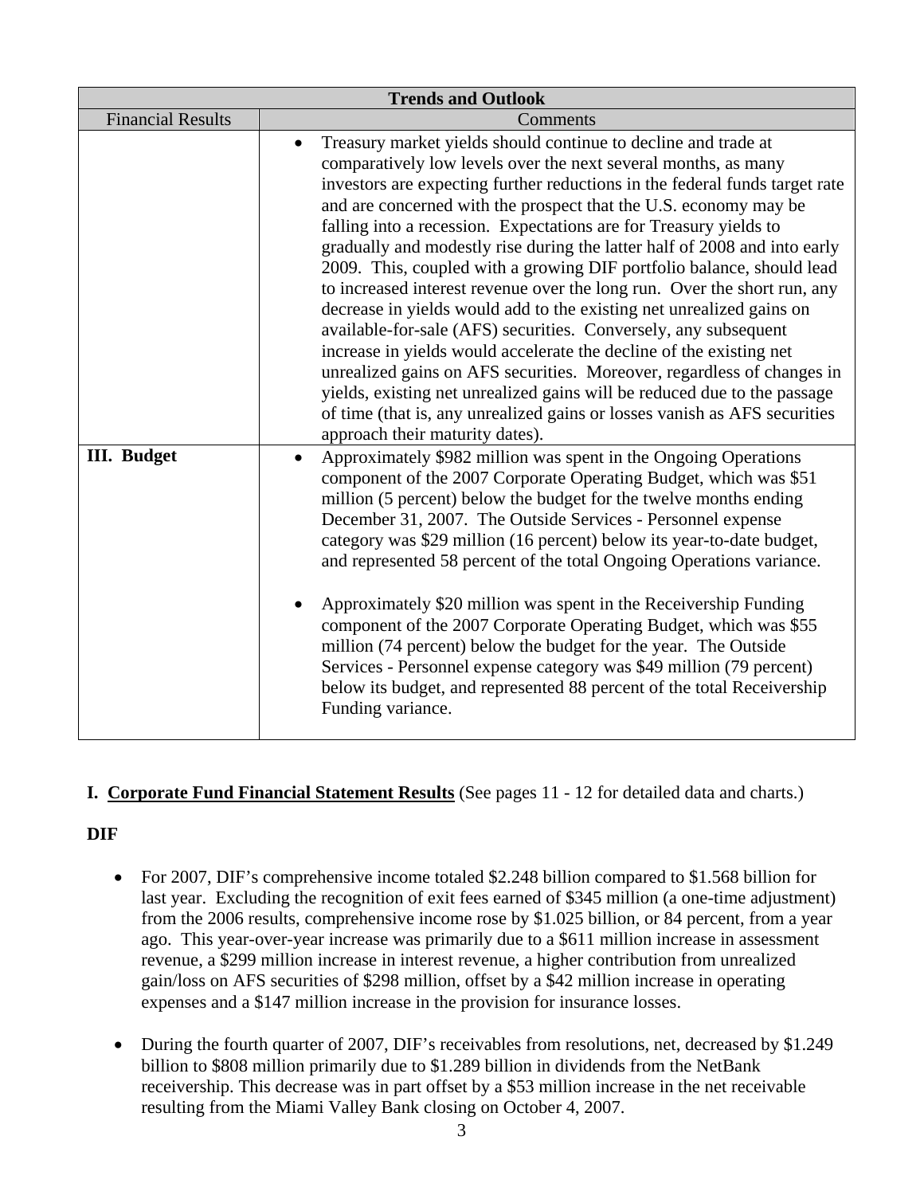| Trends and Outlook | |
|---|---|
| Financial Results | Comments |
| | • Treasury market yields should continue to decline and trade at comparatively low levels over the next several months, as many investors are expecting further reductions in the federal funds target rate and are concerned with the prospect that the U.S. economy may be falling into a recession. Expectations are for Treasury yields to gradually and modestly rise during the latter half of 2008 and into early 2009. This, coupled with a growing DIF portfolio balance, should lead to increased interest revenue over the long run. Over the short run, any decrease in yields would add to the existing net unrealized gains on available-for-sale (AFS) securities. Conversely, any subsequent increase in yields would accelerate the decline of the existing net unrealized gains on AFS securities. Moreover, regardless of changes in yields, existing net unrealized gains will be reduced due to the passage of time (that is, any unrealized gains or losses vanish as AFS securities approach their maturity dates). |
| **III. Budget** | • Approximately $982 million was spent in the Ongoing Operations component of the 2007 Corporate Operating Budget, which was $51 million (5 percent) below the budget for the twelve months ending December 31, 2007. The Outside Services - Personnel expense category was $29 million (16 percent) below its year-to-date budget, and represented 58 percent of the total Ongoing Operations variance.<br><br>• Approximately $20 million was spent in the Receivership Funding component of the 2007 Corporate Operating Budget, which was $55 million (74 percent) below the budget for the year. The Outside Services - Personnel expense category was $49 million (79 percent) below its budget, and represented 88 percent of the total Receivership Funding variance. |

## I. <u>Corporate Fund Financial Statement Results</u> (See pages 11 - 12 for detailed data and charts.)

### DIF

- For 2007, DIF's comprehensive income totaled $2.248 billion compared to $1.568 billion for last year. Excluding the recognition of exit fees earned of $345 million (a one-time adjustment) from the 2006 results, comprehensive income rose by $1.025 billion, or 84 percent, from a year ago. This year-over-year increase was primarily due to a $611 million increase in assessment revenue, a $299 million increase in interest revenue, a higher contribution from unrealized gain/loss on AFS securities of $298 million, offset by a $42 million increase in operating expenses and a $147 million increase in the provision for insurance losses.

- During the fourth quarter of 2007, DIF's receivables from resolutions, net, decreased by $1.249 billion to $808 million primarily due to $1.289 billion in dividends from the NetBank receivership. This decrease was in part offset by a $53 million increase in the net receivable resulting from the Miami Valley Bank closing on October 4, 2007.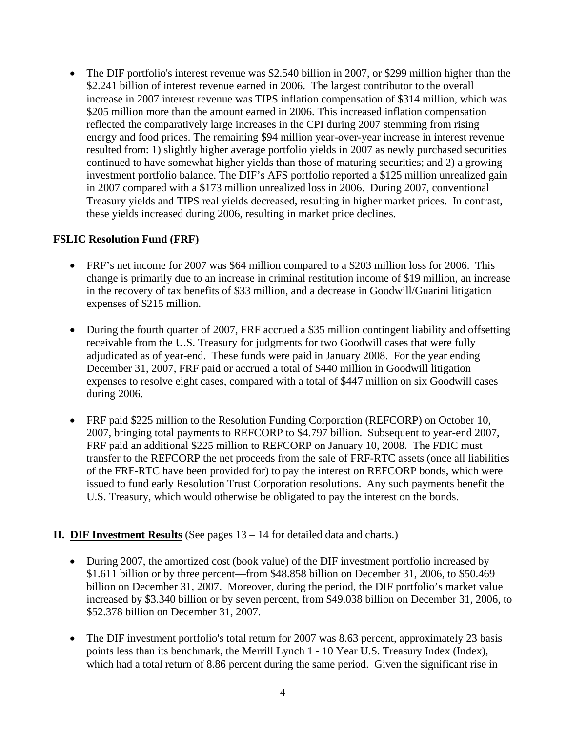- The DIF portfolio's interest revenue was $2.540 billion in 2007, or $299 million higher than the $2.241 billion of interest revenue earned in 2006. The largest contributor to the overall increase in 2007 interest revenue was TIPS inflation compensation of $314 million, which was $205 million more than the amount earned in 2006. This increased inflation compensation reflected the comparatively large increases in the CPI during 2007 stemming from rising energy and food prices. The remaining $94 million year-over-year increase in interest revenue resulted from: 1) slightly higher average portfolio yields in 2007 as newly purchased securities continued to have somewhat higher yields than those of maturing securities; and 2) a growing investment portfolio balance. The DIF's AFS portfolio reported a $125 million unrealized gain in 2007 compared with a $173 million unrealized loss in 2006. During 2007, conventional Treasury yields and TIPS real yields decreased, resulting in higher market prices. In contrast, these yields increased during 2006, resulting in market price declines.

**FSLIC Resolution Fund (FRF)**

- FRF's net income for 2007 was $64 million compared to a $203 million loss for 2006. This change is primarily due to an increase in criminal restitution income of $19 million, an increase in the recovery of tax benefits of $33 million, and a decrease in Goodwill/Guarini litigation expenses of $215 million.

- During the fourth quarter of 2007, FRF accrued a $35 million contingent liability and offsetting receivable from the U.S. Treasury for judgments for two Goodwill cases that were fully adjudicated as of year-end. These funds were paid in January 2008. For the year ending December 31, 2007, FRF paid or accrued a total of $440 million in Goodwill litigation expenses to resolve eight cases, compared with a total of $447 million on six Goodwill cases during 2006.

- FRF paid $225 million to the Resolution Funding Corporation (REFCORP) on October 10, 2007, bringing total payments to REFCORP to $4.797 billion. Subsequent to year-end 2007, FRF paid an additional $225 million to REFCORP on January 10, 2008. The FDIC must transfer to the REFCORP the net proceeds from the sale of FRF-RTC assets (once all liabilities of the FRF-RTC have been provided for) to pay the interest on REFCORP bonds, which were issued to fund early Resolution Trust Corporation resolutions. Any such payments benefit the U.S. Treasury, which would otherwise be obligated to pay the interest on the bonds.

## II. DIF Investment Results (See pages 13 – 14 for detailed data and charts.)

- During 2007, the amortized cost (book value) of the DIF investment portfolio increased by $1.611 billion or by three percent—from $48.858 billion on December 31, 2006, to $50.469 billion on December 31, 2007. Moreover, during the period, the DIF portfolio's market value increased by $3.340 billion or by seven percent, from $49.038 billion on December 31, 2006, to $52.378 billion on December 31, 2007.

- The DIF investment portfolio's total return for 2007 was 8.63 percent, approximately 23 basis points less than its benchmark, the Merrill Lynch 1 - 10 Year U.S. Treasury Index (Index), which had a total return of 8.86 percent during the same period. Given the significant rise in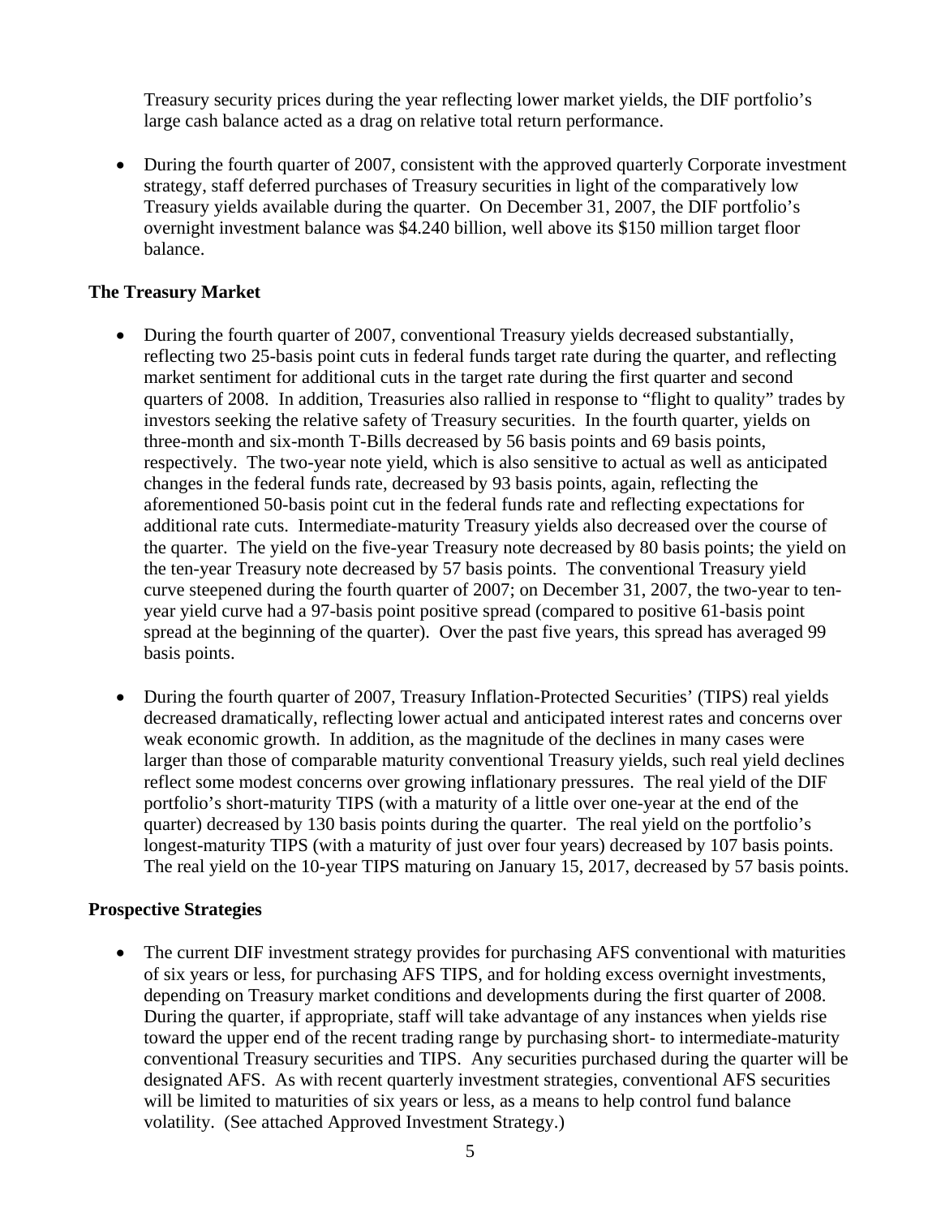Treasury security prices during the year reflecting lower market yields, the DIF portfolio's large cash balance acted as a drag on relative total return performance.

- During the fourth quarter of 2007, consistent with the approved quarterly Corporate investment strategy, staff deferred purchases of Treasury securities in light of the comparatively low Treasury yields available during the quarter. On December 31, 2007, the DIF portfolio's overnight investment balance was $4.240 billion, well above its $150 million target floor balance.

### The Treasury Market

- During the fourth quarter of 2007, conventional Treasury yields decreased substantially, reflecting two 25-basis point cuts in federal funds target rate during the quarter, and reflecting market sentiment for additional cuts in the target rate during the first quarter and second quarters of 2008. In addition, Treasuries also rallied in response to "flight to quality" trades by investors seeking the relative safety of Treasury securities. In the fourth quarter, yields on three-month and six-month T-Bills decreased by 56 basis points and 69 basis points, respectively. The two-year note yield, which is also sensitive to actual as well as anticipated changes in the federal funds rate, decreased by 93 basis points, again, reflecting the aforementioned 50-basis point cut in the federal funds rate and reflecting expectations for additional rate cuts. Intermediate-maturity Treasury yields also decreased over the course of the quarter. The yield on the five-year Treasury note decreased by 80 basis points; the yield on the ten-year Treasury note decreased by 57 basis points. The conventional Treasury yield curve steepened during the fourth quarter of 2007; on December 31, 2007, the two-year to ten-year yield curve had a 97-basis point positive spread (compared to positive 61-basis point spread at the beginning of the quarter). Over the past five years, this spread has averaged 99 basis points.

- During the fourth quarter of 2007, Treasury Inflation-Protected Securities' (TIPS) real yields decreased dramatically, reflecting lower actual and anticipated interest rates and concerns over weak economic growth. In addition, as the magnitude of the declines in many cases were larger than those of comparable maturity conventional Treasury yields, such real yield declines reflect some modest concerns over growing inflationary pressures. The real yield of the DIF portfolio's short-maturity TIPS (with a maturity of a little over one-year at the end of the quarter) decreased by 130 basis points during the quarter. The real yield on the portfolio's longest-maturity TIPS (with a maturity of just over four years) decreased by 107 basis points. The real yield on the 10-year TIPS maturing on January 15, 2017, decreased by 57 basis points.

### Prospective Strategies

- The current DIF investment strategy provides for purchasing AFS conventional with maturities of six years or less, for purchasing AFS TIPS, and for holding excess overnight investments, depending on Treasury market conditions and developments during the first quarter of 2008. During the quarter, if appropriate, staff will take advantage of any instances when yields rise toward the upper end of the recent trading range by purchasing short- to intermediate-maturity conventional Treasury securities and TIPS. Any securities purchased during the quarter will be designated AFS. As with recent quarterly investment strategies, conventional AFS securities will be limited to maturities of six years or less, as a means to help control fund balance volatility. (See attached Approved Investment Strategy.)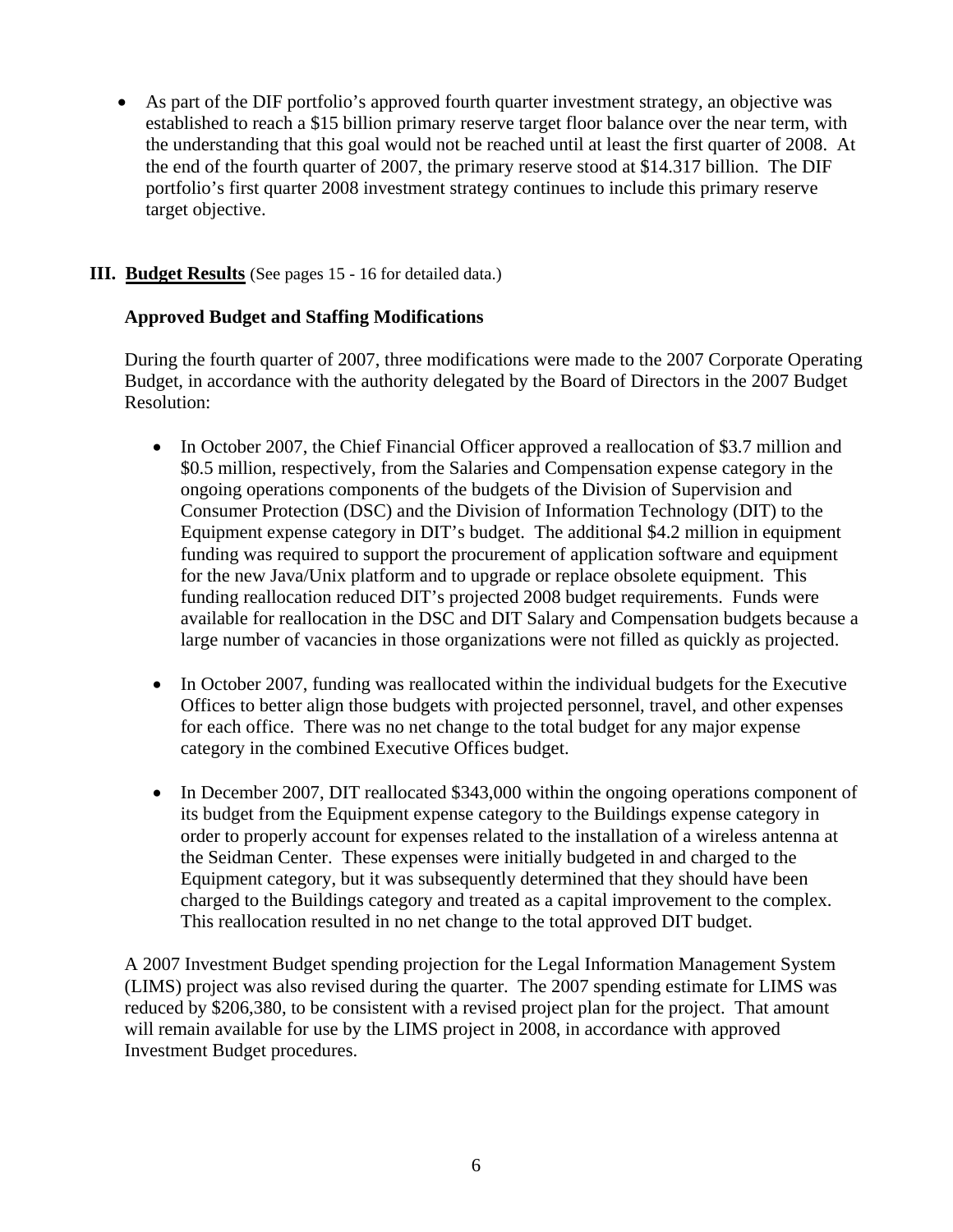- As part of the DIF portfolio's approved fourth quarter investment strategy, an objective was established to reach a $15 billion primary reserve target floor balance over the near term, with the understanding that this goal would not be reached until at least the first quarter of 2008. At the end of the fourth quarter of 2007, the primary reserve stood at $14.317 billion. The DIF portfolio's first quarter 2008 investment strategy continues to include this primary reserve target objective.

## III. **Budget Results** (See pages 15 - 16 for detailed data.)

### Approved Budget and Staffing Modifications

During the fourth quarter of 2007, three modifications were made to the 2007 Corporate Operating Budget, in accordance with the authority delegated by the Board of Directors in the 2007 Budget Resolution:

- In October 2007, the Chief Financial Officer approved a reallocation of $3.7 million and $0.5 million, respectively, from the Salaries and Compensation expense category in the ongoing operations components of the budgets of the Division of Supervision and Consumer Protection (DSC) and the Division of Information Technology (DIT) to the Equipment expense category in DIT's budget. The additional $4.2 million in equipment funding was required to support the procurement of application software and equipment for the new Java/Unix platform and to upgrade or replace obsolete equipment. This funding reallocation reduced DIT's projected 2008 budget requirements. Funds were available for reallocation in the DSC and DIT Salary and Compensation budgets because a large number of vacancies in those organizations were not filled as quickly as projected.

- In October 2007, funding was reallocated within the individual budgets for the Executive Offices to better align those budgets with projected personnel, travel, and other expenses for each office. There was no net change to the total budget for any major expense category in the combined Executive Offices budget.

- In December 2007, DIT reallocated $343,000 within the ongoing operations component of its budget from the Equipment expense category to the Buildings expense category in order to properly account for expenses related to the installation of a wireless antenna at the Seidman Center. These expenses were initially budgeted in and charged to the Equipment category, but it was subsequently determined that they should have been charged to the Buildings category and treated as a capital improvement to the complex. This reallocation resulted in no net change to the total approved DIT budget.

A 2007 Investment Budget spending projection for the Legal Information Management System (LIMS) project was also revised during the quarter. The 2007 spending estimate for LIMS was reduced by $206,380, to be consistent with a revised project plan for the project. That amount will remain available for use by the LIMS project in 2008, in accordance with approved Investment Budget procedures.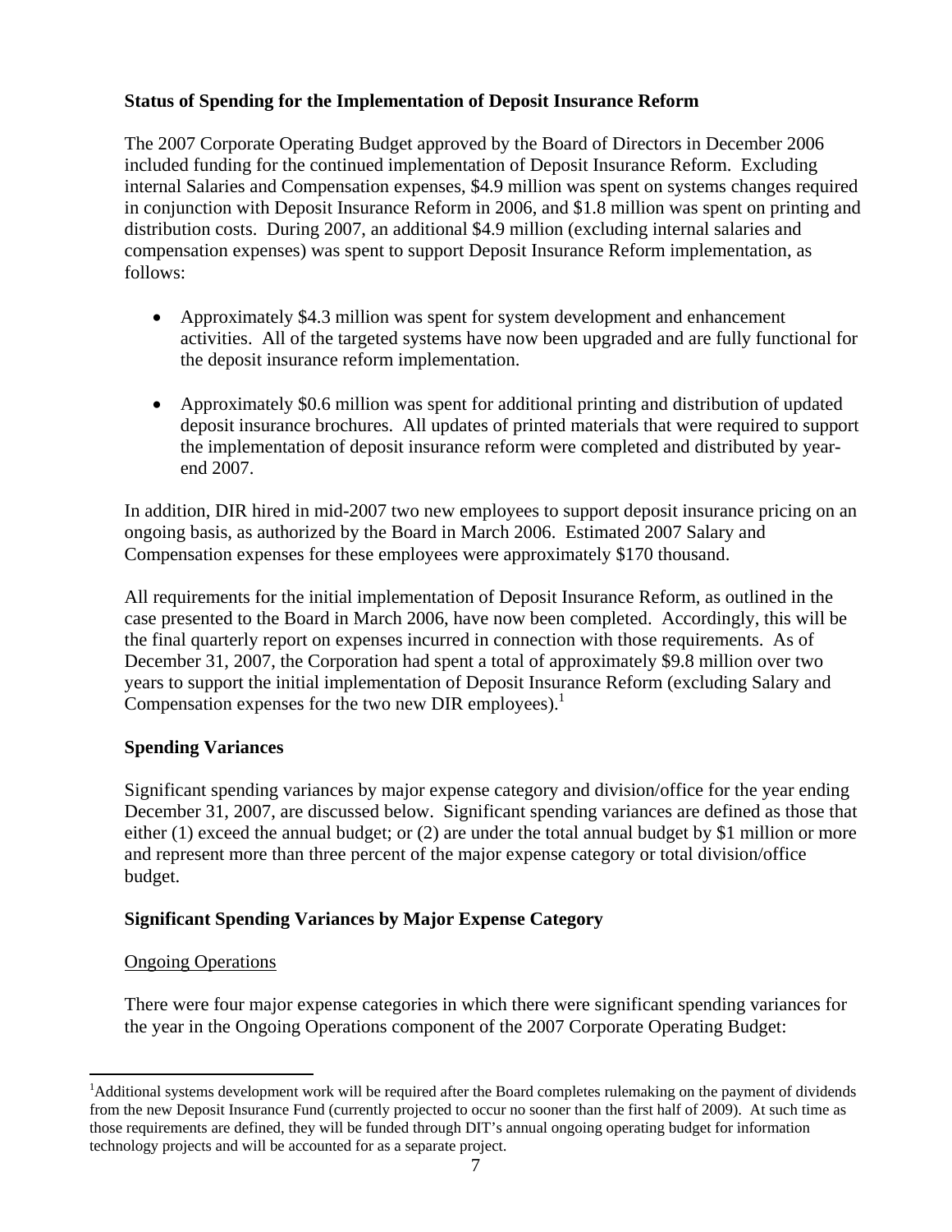**Status of Spending for the Implementation of Deposit Insurance Reform**

The 2007 Corporate Operating Budget approved by the Board of Directors in December 2006 included funding for the continued implementation of Deposit Insurance Reform. Excluding internal Salaries and Compensation expenses, \$4.9 million was spent on systems changes required in conjunction with Deposit Insurance Reform in 2006, and \$1.8 million was spent on printing and distribution costs. During 2007, an additional \$4.9 million (excluding internal salaries and compensation expenses) was spent to support Deposit Insurance Reform implementation, as follows:

- Approximately \$4.3 million was spent for system development and enhancement activities. All of the targeted systems have now been upgraded and are fully functional for the deposit insurance reform implementation.

- Approximately \$0.6 million was spent for additional printing and distribution of updated deposit insurance brochures. All updates of printed materials that were required to support the implementation of deposit insurance reform were completed and distributed by year-end 2007.

In addition, DIR hired in mid-2007 two new employees to support deposit insurance pricing on an ongoing basis, as authorized by the Board in March 2006. Estimated 2007 Salary and Compensation expenses for these employees were approximately \$170 thousand.

All requirements for the initial implementation of Deposit Insurance Reform, as outlined in the case presented to the Board in March 2006, have now been completed. Accordingly, this will be the final quarterly report on expenses incurred in connection with those requirements. As of December 31, 2007, the Corporation had spent a total of approximately \$9.8 million over two years to support the initial implementation of Deposit Insurance Reform (excluding Salary and Compensation expenses for the two new DIR employees).[1]

**Spending Variances**

Significant spending variances by major expense category and division/office for the year ending December 31, 2007, are discussed below. Significant spending variances are defined as those that either (1) exceed the annual budget; or (2) are under the total annual budget by \$1 million or more and represent more than three percent of the major expense category or total division/office budget.

**Significant Spending Variances by Major Expense Category**

Ongoing Operations

There were four major expense categories in which there were significant spending variances for the year in the Ongoing Operations component of the 2007 Corporate Operating Budget:

[1] Additional systems development work will be required after the Board completes rulemaking on the payment of dividends from the new Deposit Insurance Fund (currently projected to occur no sooner than the first half of 2009). At such time as those requirements are defined, they will be funded through DIT's annual ongoing operating budget for information technology projects and will be accounted for as a separate project.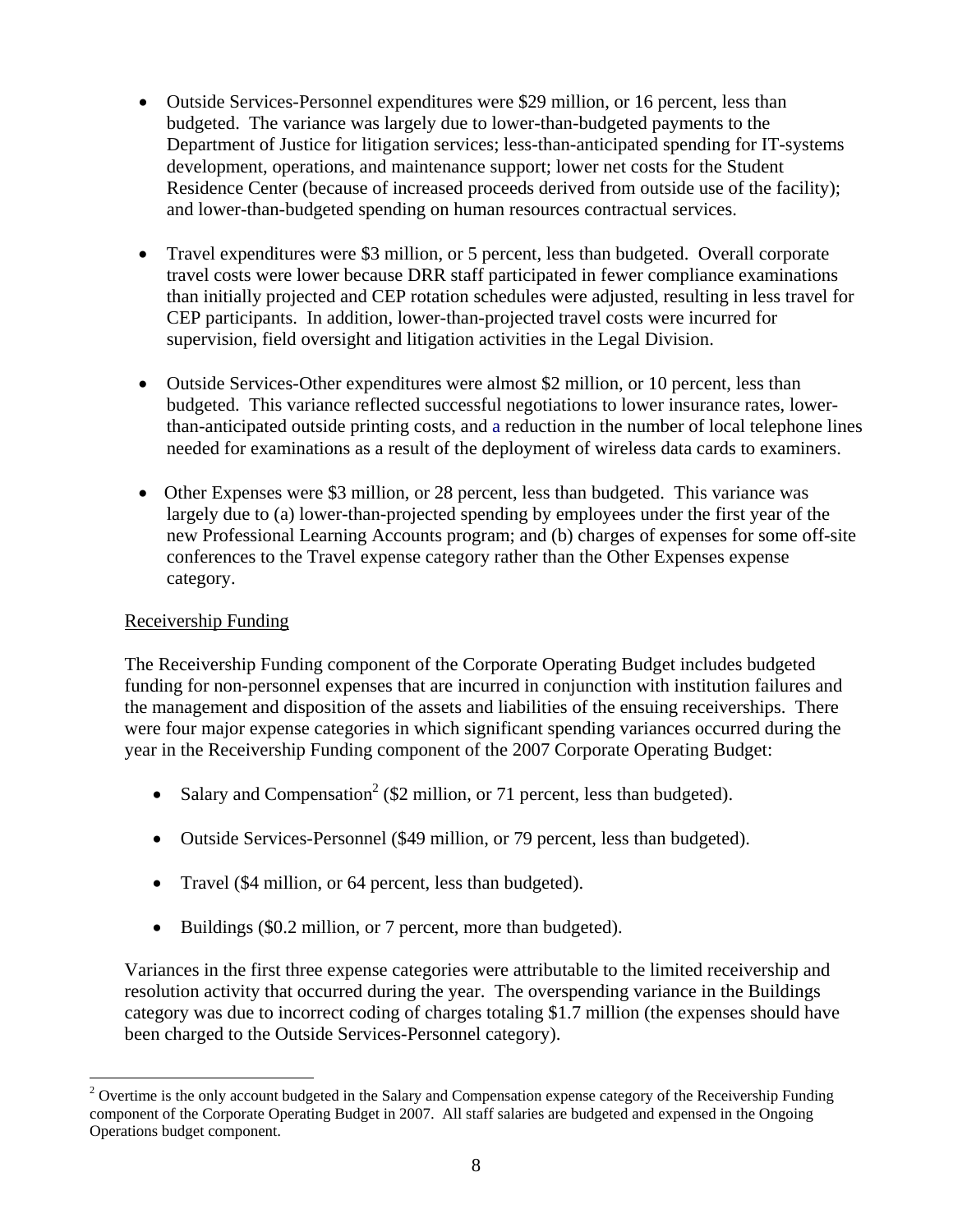- Outside Services-Personnel expenditures were $29 million, or 16 percent, less than budgeted. The variance was largely due to lower-than-budgeted payments to the Department of Justice for litigation services; less-than-anticipated spending for IT-systems development, operations, and maintenance support; lower net costs for the Student Residence Center (because of increased proceeds derived from outside use of the facility); and lower-than-budgeted spending on human resources contractual services.

- Travel expenditures were $3 million, or 5 percent, less than budgeted. Overall corporate travel costs were lower because DRR staff participated in fewer compliance examinations than initially projected and CEP rotation schedules were adjusted, resulting in less travel for CEP participants. In addition, lower-than-projected travel costs were incurred for supervision, field oversight and litigation activities in the Legal Division.

- Outside Services-Other expenditures were almost $2 million, or 10 percent, less than budgeted. This variance reflected successful negotiations to lower insurance rates, lower-than-anticipated outside printing costs, and a reduction in the number of local telephone lines needed for examinations as a result of the deployment of wireless data cards to examiners.

- Other Expenses were $3 million, or 28 percent, less than budgeted. This variance was largely due to (a) lower-than-projected spending by employees under the first year of the new Professional Learning Accounts program; and (b) charges of expenses for some off-site conferences to the Travel expense category rather than the Other Expenses expense category.

Receivership Funding

The Receivership Funding component of the Corporate Operating Budget includes budgeted funding for non-personnel expenses that are incurred in conjunction with institution failures and the management and disposition of the assets and liabilities of the ensuing receiverships. There were four major expense categories in which significant spending variances occurred during the year in the Receivership Funding component of the 2007 Corporate Operating Budget:

- Salary and Compensation[2] ($2 million, or 71 percent, less than budgeted).

- Outside Services-Personnel ($49 million, or 79 percent, less than budgeted).

- Travel ($4 million, or 64 percent, less than budgeted).

- Buildings ($0.2 million, or 7 percent, more than budgeted).

Variances in the first three expense categories were attributable to the limited receivership and resolution activity that occurred during the year. The overspending variance in the Buildings category was due to incorrect coding of charges totaling $1.7 million (the expenses should have been charged to the Outside Services-Personnel category).

[2] Overtime is the only account budgeted in the Salary and Compensation expense category of the Receivership Funding component of the Corporate Operating Budget in 2007. All staff salaries are budgeted and expensed in the Ongoing Operations budget component.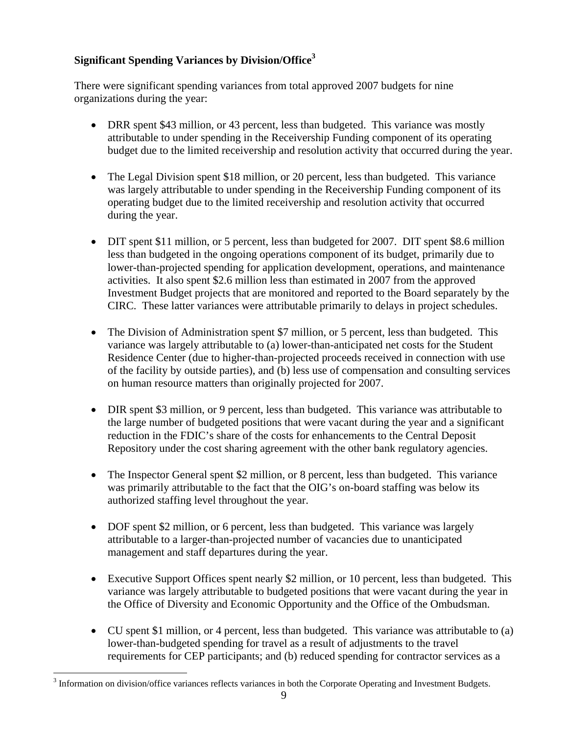**Significant Spending Variances by Division/Office[3]**

There were significant spending variances from total approved 2007 budgets for nine organizations during the year:

- DRR spent $43 million, or 43 percent, less than budgeted. This variance was mostly attributable to under spending in the Receivership Funding component of its operating budget due to the limited receivership and resolution activity that occurred during the year.

- The Legal Division spent $18 million, or 20 percent, less than budgeted. This variance was largely attributable to under spending in the Receivership Funding component of its operating budget due to the limited receivership and resolution activity that occurred during the year.

- DIT spent $11 million, or 5 percent, less than budgeted for 2007. DIT spent $8.6 million less than budgeted in the ongoing operations component of its budget, primarily due to lower-than-projected spending for application development, operations, and maintenance activities. It also spent $2.6 million less than estimated in 2007 from the approved Investment Budget projects that are monitored and reported to the Board separately by the CIRC. These latter variances were attributable primarily to delays in project schedules.

- The Division of Administration spent $7 million, or 5 percent, less than budgeted. This variance was largely attributable to (a) lower-than-anticipated net costs for the Student Residence Center (due to higher-than-projected proceeds received in connection with use of the facility by outside parties), and (b) less use of compensation and consulting services on human resource matters than originally projected for 2007.

- DIR spent $3 million, or 9 percent, less than budgeted. This variance was attributable to the large number of budgeted positions that were vacant during the year and a significant reduction in the FDIC's share of the costs for enhancements to the Central Deposit Repository under the cost sharing agreement with the other bank regulatory agencies.

- The Inspector General spent $2 million, or 8 percent, less than budgeted. This variance was primarily attributable to the fact that the OIG's on-board staffing was below its authorized staffing level throughout the year.

- DOF spent $2 million, or 6 percent, less than budgeted. This variance was largely attributable to a larger-than-projected number of vacancies due to unanticipated management and staff departures during the year.

- Executive Support Offices spent nearly $2 million, or 10 percent, less than budgeted. This variance was largely attributable to budgeted positions that were vacant during the year in the Office of Diversity and Economic Opportunity and the Office of the Ombudsman.

- CU spent $1 million, or 4 percent, less than budgeted. This variance was attributable to (a) lower-than-budgeted spending for travel as a result of adjustments to the travel requirements for CEP participants; and (b) reduced spending for contractor services as a

[3] Information on division/office variances reflects variances in both the Corporate Operating and Investment Budgets.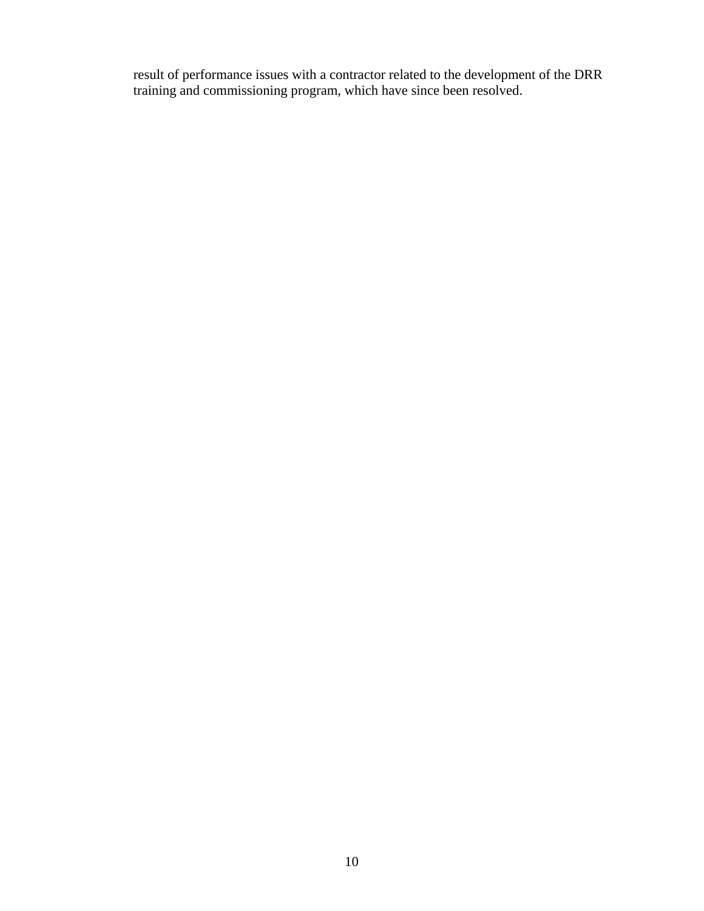result of performance issues with a contractor related to the development of the DRR training and commissioning program, which have since been resolved.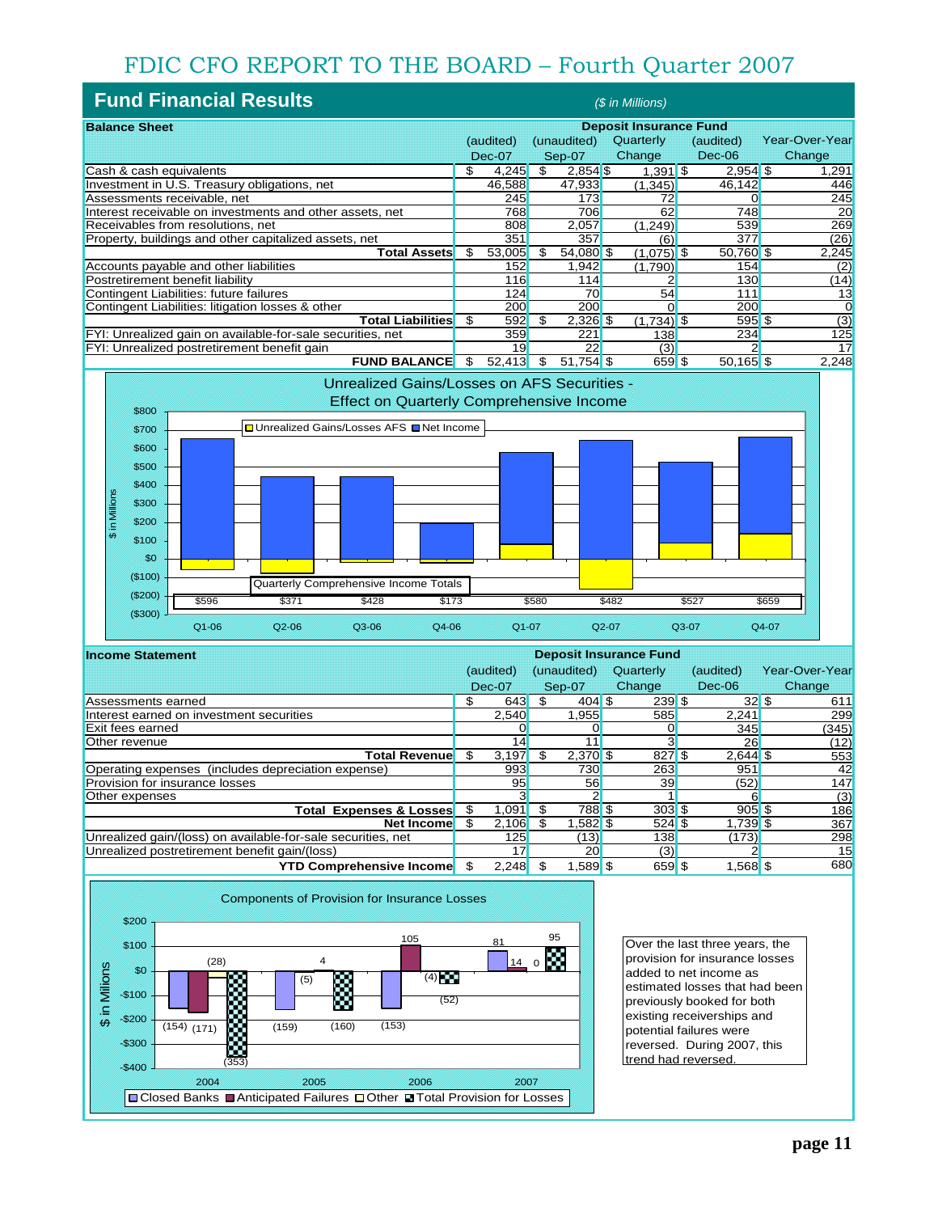# FDIC CFO REPORT TO THE BOARD – Fourth Quarter 2007

## Fund Financial Results

*($ in Millions)*

| Balance Sheet | Deposit Insurance Fund | | | | |
|---|---|---|---|---|---|
| | (audited) Dec-07 | (unaudited) Sep-07 | Quarterly Change | (audited) Dec-06 | Year-Over-Year Change |
| Cash & cash equivalents | $ 4,245 | $ 2,854 | $ 1,391 | $ 2,954 | $ 1,291 |
| Investment in U.S. Treasury obligations, net | 46,588 | 47,933 | (1,345) | 46,142 | 446 |
| Assessments receivable, net | 245 | 173 | 72 | 0 | 245 |
| Interest receivable on investments and other assets, net | 768 | 706 | 62 | 748 | 20 |
| Receivables from resolutions, net | 808 | 2,057 | (1,249) | 539 | 269 |
| Property, buildings and other capitalized assets, net | 351 | 357 | (6) | 377 | (26) |
| **Total Assets** | $ 53,005 | $ 54,080 | $ (1,075) | $ 50,760 | $ 2,245 |
| Accounts payable and other liabilities | 152 | 1,942 | (1,790) | 154 | (2) |
| Postretirement benefit liability | 116 | 114 | 2 | 130 | (14) |
| Contingent Liabilities: future failures | 124 | 70 | 54 | 111 | 13 |
| Contingent Liabilities: litigation losses & other | 200 | 200 | 0 | 200 | 0 |
| **Total Liabilities** | $ 592 | $ 2,326 | $ (1,734) | $ 595 | $ (3) |
| FYI: Unrealized gain on available-for-sale securities, net | 359 | 221 | 138 | 234 | 125 |
| FYI: Unrealized postretirement benefit gain | 19 | 22 | (3) | 2 | 17 |
| **FUND BALANCE** | $ 52,413 | $ 51,754 | $ 659 | $ 50,165 | $ 2,248 |

**Unrealized Gains/Losses on AFS Securities - Effect on Quarterly Comprehensive Income**

Quarterly Comprehensive Income Totals

| Q1-06 | Q2-06 | Q3-06 | Q4-06 | Q1-07 | Q2-07 | Q3-07 | Q4-07 |
|---|---|---|---|---|---|---|---|
| $596 | $371 | $428 | $173 | $580 | $482 | $527 | $659 |

| Income Statement | Deposit Insurance Fund | | | | |
|---|---|---|---|---|---|
| | (audited) Dec-07 | (unaudited) Sep-07 | Quarterly Change | (audited) Dec-06 | Year-Over-Year Change |
| Assessments earned | $ 643 | $ 404 | $ 239 | $ 32 | $ 611 |
| Interest earned on investment securities | 2,540 | 1,955 | 585 | 2,241 | 299 |
| Exit fees earned | 0 | 0 | 0 | 345 | (345) |
| Other revenue | 14 | 11 | 3 | 26 | (12) |
| **Total Revenue** | $ 3,197 | $ 2,370 | $ 827 | $ 2,644 | $ 553 |
| Operating expenses (includes depreciation expense) | 993 | 730 | 263 | 951 | 42 |
| Provision for insurance losses | 95 | 56 | 39 | (52) | 147 |
| Other expenses | 3 | 2 | 1 | 6 | (3) |
| **Total Expenses & Losses** | $ 1,091 | $ 788 | $ 303 | $ 905 | $ 186 |
| **Net Income** | $ 2,106 | $ 1,582 | $ 524 | $ 1,739 | $ 367 |
| Unrealized gain/(loss) on available-for-sale securities, net | 125 | (13) | 138 | (173) | 298 |
| Unrealized postretirement benefit gain/(loss) | 17 | 20 | (3) | 2 | 15 |
| **YTD Comprehensive Income** | $ 2,248 | $ 1,589 | $ 659 | $ 1,568 | $ 680 |

**Components of Provision for Insurance Losses** ($ in Millions)

| Year | Closed Banks | Anticipated Failures | Other | Total Provision for Losses |
|---|---|---|---|---|
| 2004 | (154) | (171) | (28) | (353) |
| 2005 | (159) | 4 | (5) | (160) |
| 2006 | (153) | 105 | (4) | (52) |
| 2007 | 81 | 14 | 0 | 95 |

Over the last three years, the provision for insurance losses added to net income as estimated losses that had been previously booked for both existing receiverships and potential failures were reversed. During 2007, this trend had reversed.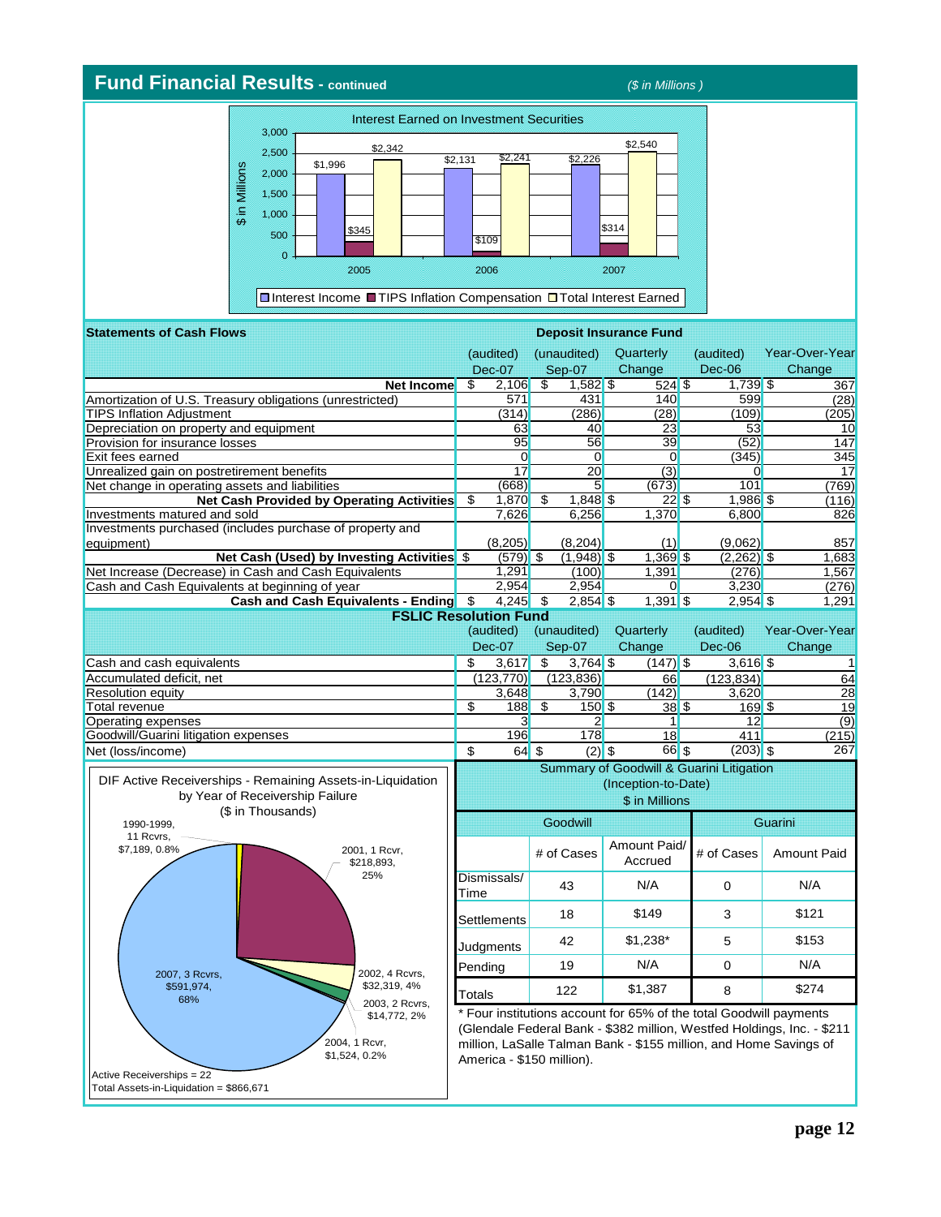## Fund Financial Results - continued

*($ in Millions)*

**Interest Earned on Investment Securities**

| $ in Millions | Interest Income | TIPS Inflation Compensation | Total Interest Earned |
|---|---|---|---|
| 2005 | $1,996 | $345 | $2,342 |
| 2006 | $2,131 | $109 | $2,241 |
| 2007 | $2,226 | $314 | $2,540 |

### Statements of Cash Flows

**Deposit Insurance Fund**

| | (audited) Dec-07 | (unaudited) Sep-07 | Quarterly Change | (audited) Dec-06 | Year-Over-Year Change |
|---|---|---|---|---|---|
| **Net Income** | $ 2,106 | $ 1,582 | $ 524 | $ 1,739 | $ 367 |
| Amortization of U.S. Treasury obligations (unrestricted) | 571 | 431 | 140 | 599 | (28) |
| TIPS Inflation Adjustment | (314) | (286) | (28) | (109) | (205) |
| Depreciation on property and equipment | 63 | 40 | 23 | 53 | 10 |
| Provision for insurance losses | 95 | 56 | 39 | (52) | 147 |
| Exit fees earned | 0 | 0 | 0 | (345) | 345 |
| Unrealized gain on postretirement benefits | 17 | 20 | (3) | 0 | 17 |
| Net change in operating assets and liabilities | (668) | 5 | (673) | 101 | (769) |
| **Net Cash Provided by Operating Activities** | $ 1,870 | $ 1,848 | $ 22 | $ 1,986 | $ (116) |
| Investments matured and sold | 7,626 | 6,256 | 1,370 | 6,800 | 826 |
| Investments purchased (includes purchase of property and equipment) | (8,205) | (8,204) | (1) | (9,062) | 857 |
| **Net Cash (Used) by Investing Activities** | $ (579) | $ (1,948) | $ 1,369 | $ (2,262) | $ 1,683 |
| Net Increase (Decrease) in Cash and Cash Equivalents | 1,291 | (100) | 1,391 | (276) | 1,567 |
| Cash and Cash Equivalents at beginning of year | 2,954 | 2,954 | 0 | 3,230 | (276) |
| **Cash and Cash Equivalents - Ending** | $ 4,245 | $ 2,854 | $ 1,391 | $ 2,954 | $ 1,291 |

**FSLIC Resolution Fund**

| | (audited) Dec-07 | (unaudited) Sep-07 | Quarterly Change | (audited) Dec-06 | Year-Over-Year Change |
|---|---|---|---|---|---|
| Cash and cash equivalents | $ 3,617 | $ 3,764 | $ (147) | $ 3,616 | $ 1 |
| Accumulated deficit, net | (123,770) | (123,836) | 66 | (123,834) | 64 |
| Resolution equity | 3,648 | 3,790 | (142) | 3,620 | 28 |
| Total revenue | $ 188 | $ 150 | $ 38 | $ 169 | $ 19 |
| Operating expenses | 3 | 2 | 1 | 12 | (9) |
| Goodwill/Guarini litigation expenses | 196 | 178 | 18 | 411 | (215) |
| Net (loss/income) | $ 64 | $ (2) | $ 66 | $ (203) | $ 267 |

**DIF Active Receiverships - Remaining Assets-in-Liquidation by Year of Receivership Failure**
($ in Thousands)

| Year | Receiverships | Amount | Percent |
|---|---|---|---|
| 1990-1999 | 11 Rcvrs | $7,189 | 0.8% |
| 2001 | 1 Rcvr | $218,893 | 25% |
| 2002 | 4 Rcvrs | $32,319 | 4% |
| 2003 | 2 Rcvrs | $14,772 | 2% |
| 2004 | 1 Rcvr | $1,524 | 0.2% |
| 2007 | 3 Rcvrs | $591,974 | 68% |

Active Receiverships = 22
Total Assets-in-Liquidation = $866,671

**Summary of Goodwill & Guarini Litigation (Inception-to-Date)**
$ in Millions

| | Goodwill | | Guarini | |
|---|---|---|---|---|
| | # of Cases | Amount Paid/ Accrued | # of Cases | Amount Paid |
| Dismissals/ Time | 43 | N/A | 0 | N/A |
| Settlements | 18 | $149 | 3 | $121 |
| Judgments | 42 | $1,238* | 5 | $153 |
| Pending | 19 | N/A | 0 | N/A |
| Totals | 122 | $1,387 | 8 | $274 |

* Four institutions account for 65% of the total Goodwill payments (Glendale Federal Bank - $382 million, Westfed Holdings, Inc. - $211 million, LaSalle Talman Bank - $155 million, and Home Savings of America - $150 million).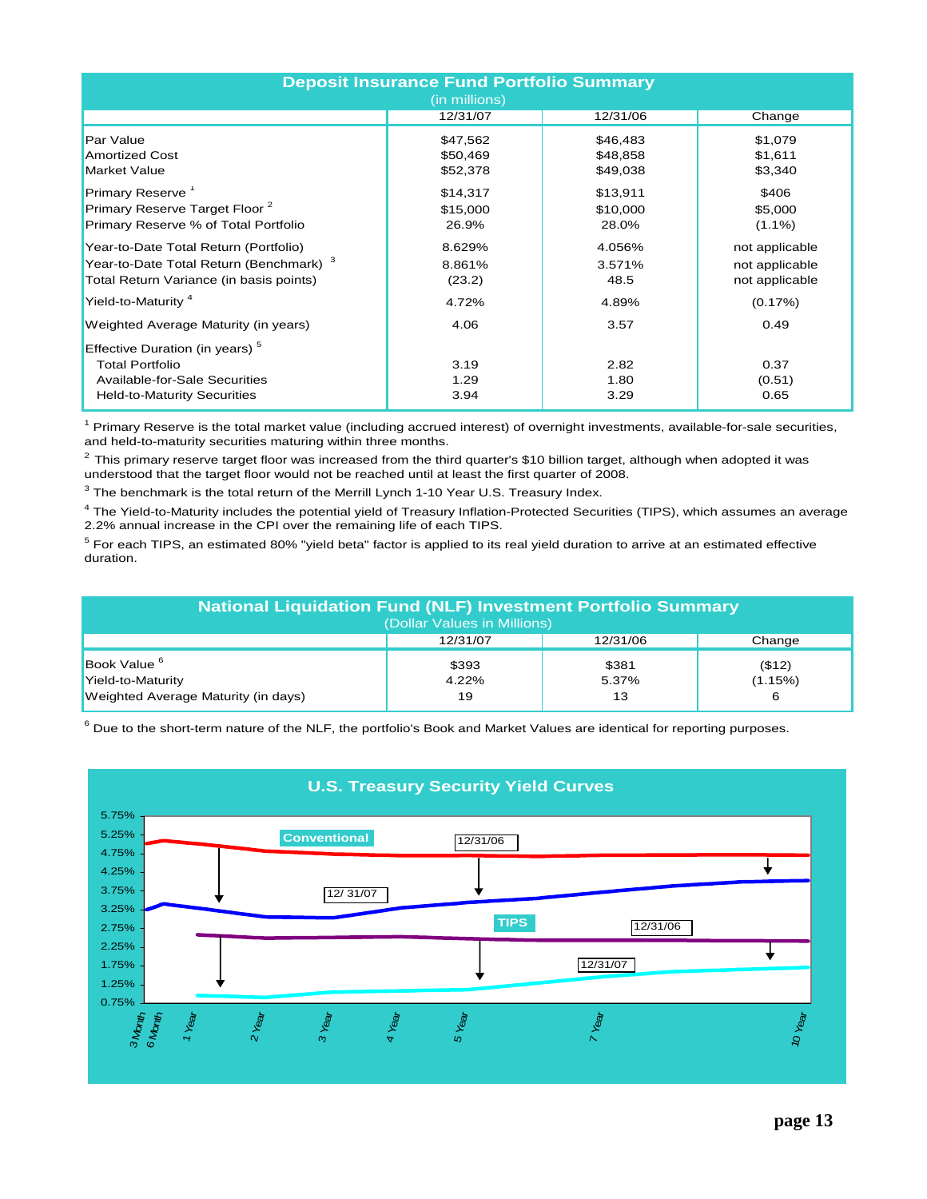## Deposit Insurance Fund Portfolio Summary

(in millions)

| | 12/31/07 | 12/31/06 | Change |
|---|---|---|---|
| Par Value | $47,562 | $46,483 | $1,079 |
| Amortized Cost | $50,469 | $48,858 | $1,611 |
| Market Value | $52,378 | $49,038 | $3,340 |
| Primary Reserve [1] | $14,317 | $13,911 | $406 |
| Primary Reserve Target Floor [2] | $15,000 | $10,000 | $5,000 |
| Primary Reserve % of Total Portfolio | 26.9% | 28.0% | (1.1%) |
| Year-to-Date Total Return (Portfolio) | 8.629% | 4.056% | not applicable |
| Year-to-Date Total Return (Benchmark) [3] | 8.861% | 3.571% | not applicable |
| Total Return Variance (in basis points) | (23.2) | 48.5 | not applicable |
| Yield-to-Maturity [4] | 4.72% | 4.89% | (0.17%) |
| Weighted Average Maturity (in years) | 4.06 | 3.57 | 0.49 |
| Effective Duration (in years) [5] | | | |
| Total Portfolio | 3.19 | 2.82 | 0.37 |
| Available-for-Sale Securities | 1.29 | 1.80 | (0.51) |
| Held-to-Maturity Securities | 3.94 | 3.29 | 0.65 |

[1] Primary Reserve is the total market value (including accrued interest) of overnight investments, available-for-sale securities, and held-to-maturity securities maturing within three months.

[2] This primary reserve target floor was increased from the third quarter's $10 billion target, although when adopted it was understood that the target floor would not be reached until at least the first quarter of 2008.

[3] The benchmark is the total return of the Merrill Lynch 1-10 Year U.S. Treasury Index.

[4] The Yield-to-Maturity includes the potential yield of Treasury Inflation-Protected Securities (TIPS), which assumes an average 2.2% annual increase in the CPI over the remaining life of each TIPS.

[5] For each TIPS, an estimated 80% "yield beta" factor is applied to its real yield duration to arrive at an estimated effective duration.

## National Liquidation Fund (NLF) Investment Portfolio Summary

(Dollar Values in Millions)

| | 12/31/07 | 12/31/06 | Change |
|---|---|---|---|
| Book Value [6] | $393 | $381 | ($12) |
| Yield-to-Maturity | 4.22% | 5.37% | (1.15%) |
| Weighted Average Maturity (in days) | 19 | 13 | 6 |

[6] Due to the short-term nature of the NLF, the portfolio's Book and Market Values are identical for reporting purposes.

## U.S. Treasury Security Yield Curves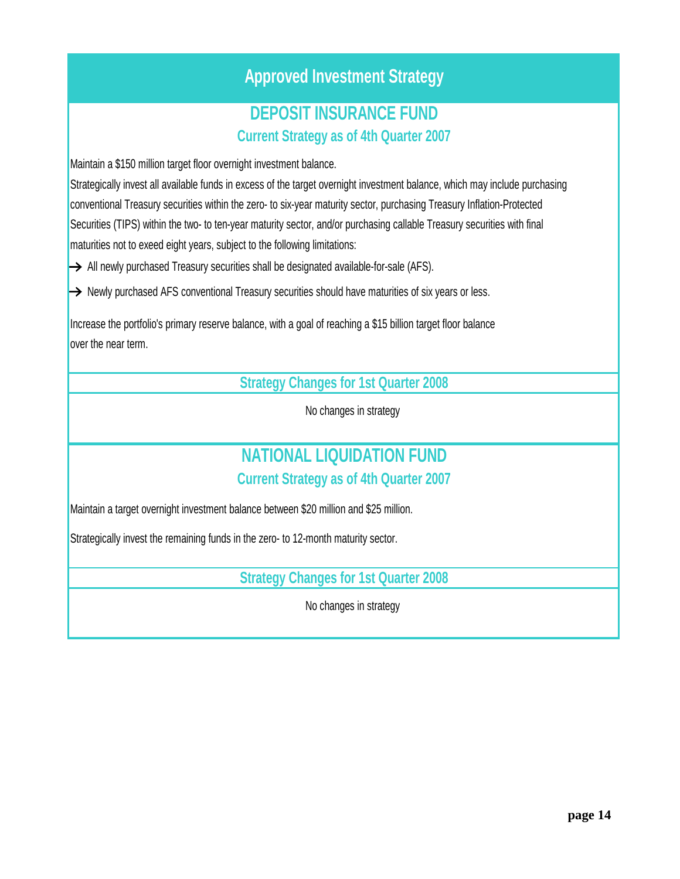# Approved Investment Strategy

## DEPOSIT INSURANCE FUND

### Current Strategy as of 4th Quarter 2007

Maintain a $150 million target floor overnight investment balance.

Strategically invest all available funds in excess of the target overnight investment balance, which may include purchasing conventional Treasury securities within the zero- to six-year maturity sector, purchasing Treasury Inflation-Protected Securities (TIPS) within the two- to ten-year maturity sector, and/or purchasing callable Treasury securities with final maturities not to exeed eight years, subject to the following limitations:

→ All newly purchased Treasury securities shall be designated available-for-sale (AFS).

→ Newly purchased AFS conventional Treasury securities should have maturities of six years or less.

Increase the portfolio's primary reserve balance, with a goal of reaching a $15 billion target floor balance over the near term.

### Strategy Changes for 1st Quarter 2008

No changes in strategy

## NATIONAL LIQUIDATION FUND

### Current Strategy as of 4th Quarter 2007

Maintain a target overnight investment balance between $20 million and $25 million.

Strategically invest the remaining funds in the zero- to 12-month maturity sector.

### Strategy Changes for 1st Quarter 2008

No changes in strategy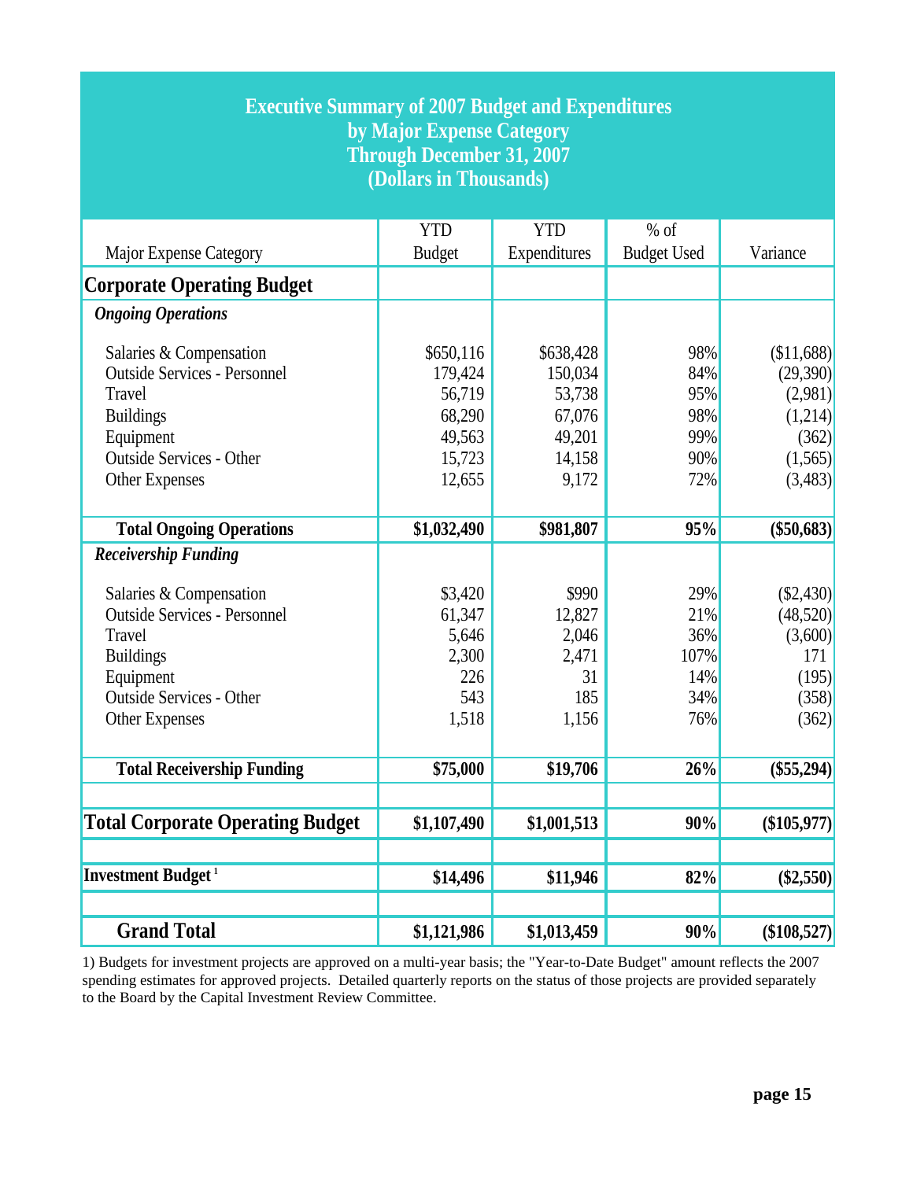# Executive Summary of 2007 Budget and Expenditures by Major Expense Category Through December 31, 2007 (Dollars in Thousands)

| Major Expense Category | YTD Budget | YTD Expenditures | % of Budget Used | Variance |
|---|---|---|---|---|
| **Corporate Operating Budget** | | | | |
| ***Ongoing Operations*** | | | | |
| Salaries & Compensation | $650,116 | $638,428 | 98% | ($11,688) |
| Outside Services - Personnel | 179,424 | 150,034 | 84% | (29,390) |
| Travel | 56,719 | 53,738 | 95% | (2,981) |
| Buildings | 68,290 | 67,076 | 98% | (1,214) |
| Equipment | 49,563 | 49,201 | 99% | (362) |
| Outside Services - Other | 15,723 | 14,158 | 90% | (1,565) |
| Other Expenses | 12,655 | 9,172 | 72% | (3,483) |
| **Total Ongoing Operations** | **$1,032,490** | **$981,807** | **95%** | **($50,683)** |
| ***Receivership Funding*** | | | | |
| Salaries & Compensation | $3,420 | $990 | 29% | ($2,430) |
| Outside Services - Personnel | 61,347 | 12,827 | 21% | (48,520) |
| Travel | 5,646 | 2,046 | 36% | (3,600) |
| Buildings | 2,300 | 2,471 | 107% | 171 |
| Equipment | 226 | 31 | 14% | (195) |
| Outside Services - Other | 543 | 185 | 34% | (358) |
| Other Expenses | 1,518 | 1,156 | 76% | (362) |
| **Total Receivership Funding** | **$75,000** | **$19,706** | **26%** | **($55,294)** |
| **Total Corporate Operating Budget** | **$1,107,490** | **$1,001,513** | **90%** | **($105,977)** |
| **Investment Budget [1]** | **$14,496** | **$11,946** | **82%** | **($2,550)** |
| **Grand Total** | **$1,121,986** | **$1,013,459** | **90%** | **($108,527)** |

1) Budgets for investment projects are approved on a multi-year basis; the "Year-to-Date Budget" amount reflects the 2007 spending estimates for approved projects. Detailed quarterly reports on the status of those projects are provided separately to the Board by the Capital Investment Review Committee.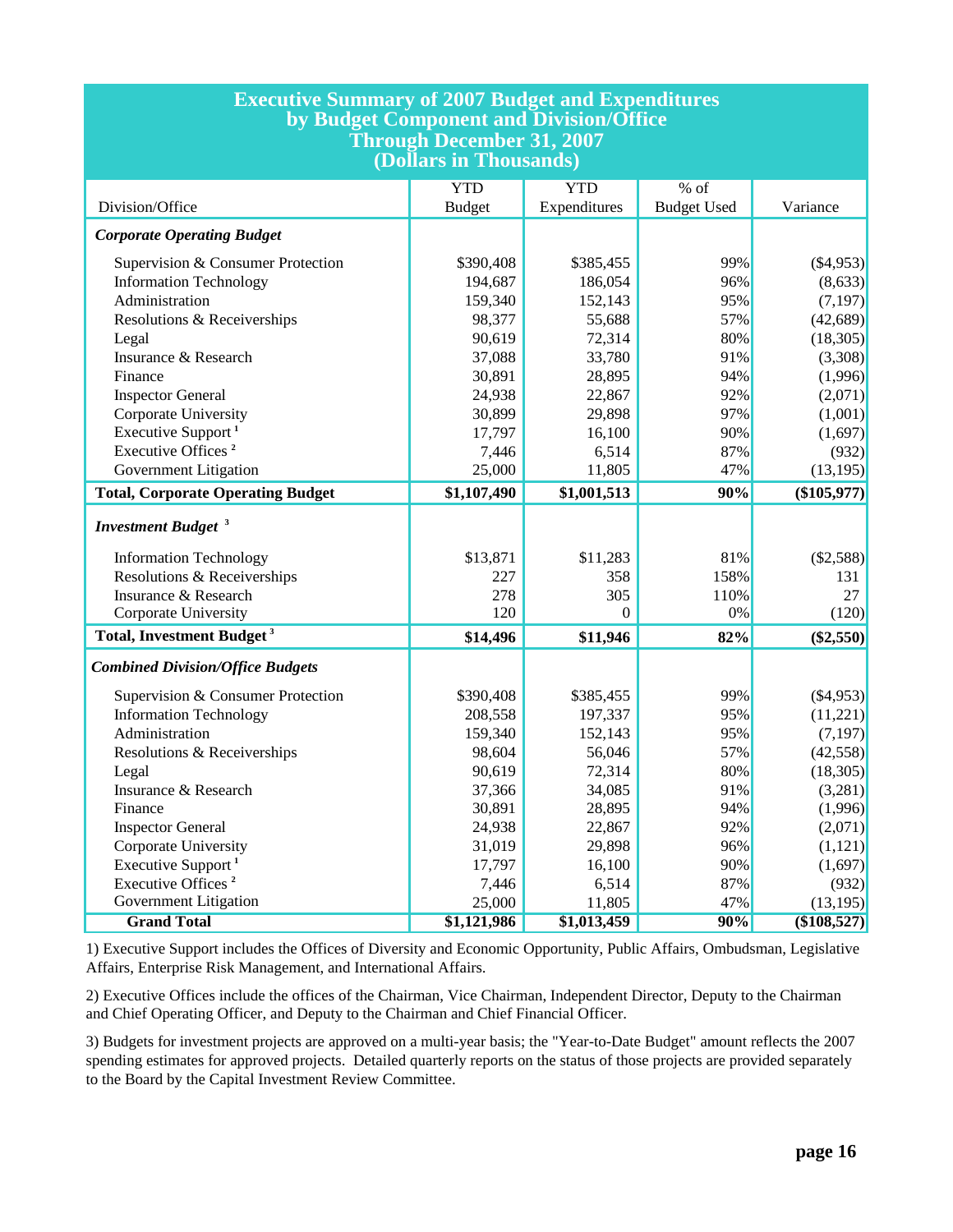## Executive Summary of 2007 Budget and Expenditures by Budget Component and Division/Office Through December 31, 2007 (Dollars in Thousands)

| Division/Office | YTD Budget | YTD Expenditures | % of Budget Used | Variance |
|---|---|---|---|---|
| ***Corporate Operating Budget*** | | | | |
| Supervision & Consumer Protection | $390,408 | $385,455 | 99% | ($4,953) |
| Information Technology | 194,687 | 186,054 | 96% | (8,633) |
| Administration | 159,340 | 152,143 | 95% | (7,197) |
| Resolutions & Receiverships | 98,377 | 55,688 | 57% | (42,689) |
| Legal | 90,619 | 72,314 | 80% | (18,305) |
| Insurance & Research | 37,088 | 33,780 | 91% | (3,308) |
| Finance | 30,891 | 28,895 | 94% | (1,996) |
| Inspector General | 24,938 | 22,867 | 92% | (2,071) |
| Corporate University | 30,899 | 29,898 | 97% | (1,001) |
| Executive Support [1] | 17,797 | 16,100 | 90% | (1,697) |
| Executive Offices [2] | 7,446 | 6,514 | 87% | (932) |
| Government Litigation | 25,000 | 11,805 | 47% | (13,195) |
| **Total, Corporate Operating Budget** | **$1,107,490** | **$1,001,513** | **90%** | **($105,977)** |
| ***Investment Budget*** [3] | | | | |
| Information Technology | $13,871 | $11,283 | 81% | ($2,588) |
| Resolutions & Receiverships | 227 | 358 | 158% | 131 |
| Insurance & Research | 278 | 305 | 110% | 27 |
| Corporate University | 120 | 0 | 0% | (120) |
| **Total, Investment Budget** [3] | **$14,496** | **$11,946** | **82%** | **($2,550)** |
| ***Combined Division/Office Budgets*** | | | | |
| Supervision & Consumer Protection | $390,408 | $385,455 | 99% | ($4,953) |
| Information Technology | 208,558 | 197,337 | 95% | (11,221) |
| Administration | 159,340 | 152,143 | 95% | (7,197) |
| Resolutions & Receiverships | 98,604 | 56,046 | 57% | (42,558) |
| Legal | 90,619 | 72,314 | 80% | (18,305) |
| Insurance & Research | 37,366 | 34,085 | 91% | (3,281) |
| Finance | 30,891 | 28,895 | 94% | (1,996) |
| Inspector General | 24,938 | 22,867 | 92% | (2,071) |
| Corporate University | 31,019 | 29,898 | 96% | (1,121) |
| Executive Support [1] | 17,797 | 16,100 | 90% | (1,697) |
| Executive Offices [2] | 7,446 | 6,514 | 87% | (932) |
| Government Litigation | 25,000 | 11,805 | 47% | (13,195) |
| **Grand Total** | **$1,121,986** | **$1,013,459** | **90%** | **($108,527)** |

1) Executive Support includes the Offices of Diversity and Economic Opportunity, Public Affairs, Ombudsman, Legislative Affairs, Enterprise Risk Management, and International Affairs.

2) Executive Offices include the offices of the Chairman, Vice Chairman, Independent Director, Deputy to the Chairman and Chief Operating Officer, and Deputy to the Chairman and Chief Financial Officer.

3) Budgets for investment projects are approved on a multi-year basis; the "Year-to-Date Budget" amount reflects the 2007 spending estimates for approved projects. Detailed quarterly reports on the status of those projects are provided separately to the Board by the Capital Investment Review Committee.